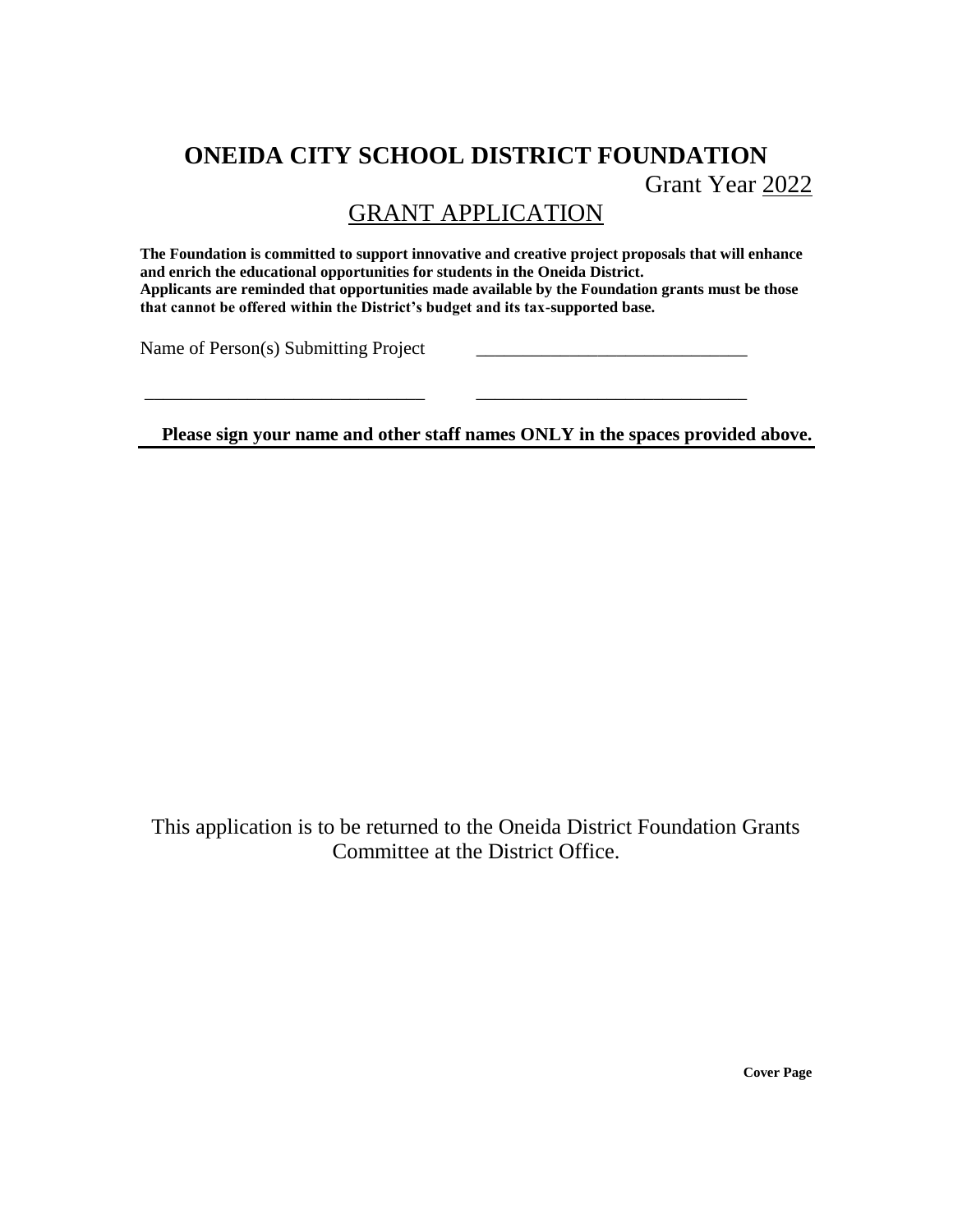# ONEIDA CITY SCHOOL DISTRICT FOUNDATION

Grant Year 2022

## GRANT APPLICATION

**The Foundation is committed to support innovative and creative project proposals that will enhance and enrich the educational opportunities for students in the Oneida District.**
**Applicants are reminded that opportunities made available by the Foundation grants must be those that cannot be offered within the District's budget and its tax-supported base.**

Name of Person(s) Submitting Project ______________________________

______________________________ ______________________________

**Please sign your name and other staff names ONLY in the spaces provided above.**

This application is to be returned to the Oneida District Foundation Grants Committee at the District Office.

**Cover Page**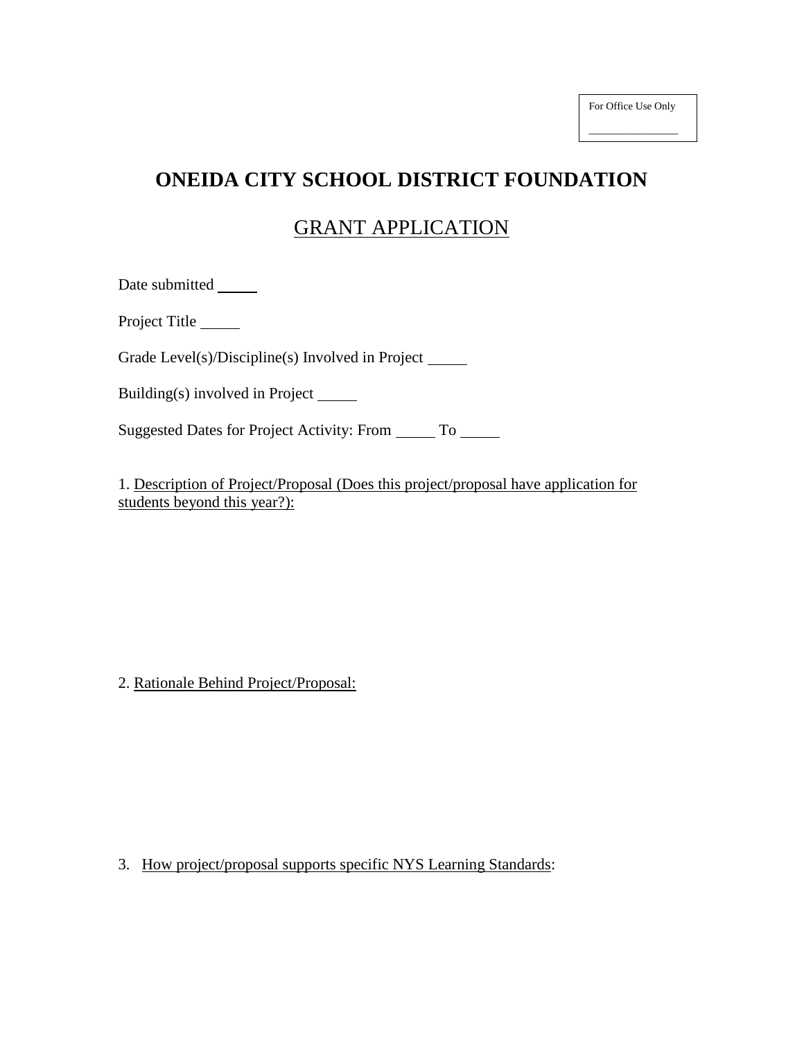For Office Use Only

\_\_\_\_\_\_\_\_\_\_\_\_\_\_\_

# ONEIDA CITY SCHOOL DISTRICT FOUNDATION

## GRANT APPLICATION

Date submitted \_\_\_\_\_

Project Title \_\_\_\_\_

Grade Level(s)/Discipline(s) Involved in Project \_\_\_\_\_

Building(s) involved in Project \_\_\_\_\_

Suggested Dates for Project Activity: From \_\_\_\_\_ To \_\_\_\_\_

1. Description of Project/Proposal (Does this project/proposal have application for students beyond this year?):

2. Rationale Behind Project/Proposal:

3. How project/proposal supports specific NYS Learning Standards: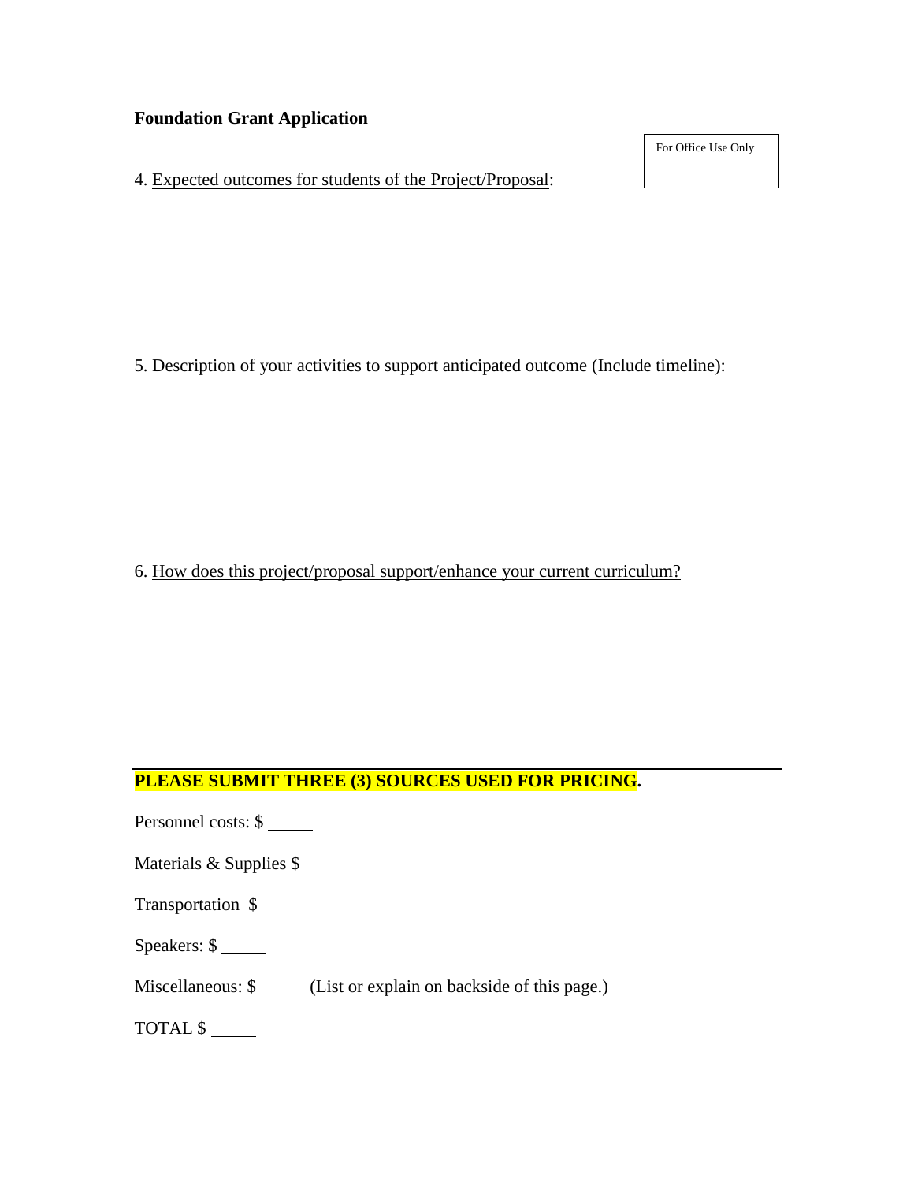**Foundation Grant Application**

For Office Use Only

\_\_\_\_\_\_\_\_\_\_\_\_\_\_

4. Expected outcomes for students of the Project/Proposal:

5. Description of your activities to support anticipated outcome (Include timeline):

6. How does this project/proposal support/enhance your current curriculum?

---

**PLEASE SUBMIT THREE (3) SOURCES USED FOR PRICING.**

Personnel costs: $ \_\_\_\_\_

Materials & Supplies $ \_\_\_\_\_

Transportation $ \_\_\_\_\_

Speakers: $ \_\_\_\_\_

Miscellaneous: $ (List or explain on backside of this page.)

TOTAL $ \_\_\_\_\_